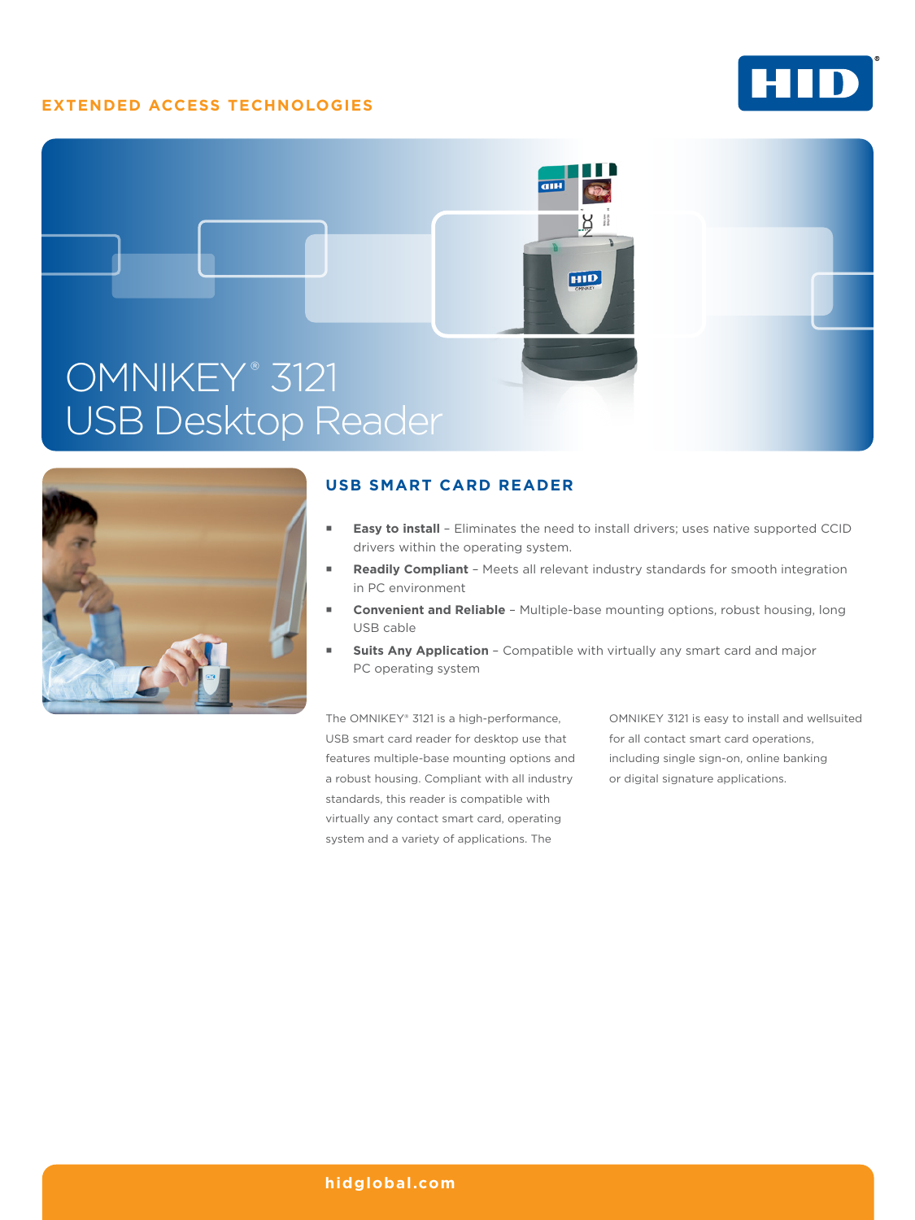EXTENDED ACCESS TECHNOLOGIES

# OMNIKEY® 3121 USB Desktop Reader

## USB SMART CARD READER

- **Easy to install** – Eliminates the need to install drivers; uses native supported CCID drivers within the operating system.
- **Readily Compliant** – Meets all relevant industry standards for smooth integration in PC environment
- **Convenient and Reliable** – Multiple-base mounting options, robust housing, long USB cable
- **Suits Any Application** – Compatible with virtually any smart card and major PC operating system

The OMNIKEY® 3121 is a high-performance, USB smart card reader for desktop use that features multiple-base mounting options and a robust housing. Compliant with all industry standards, this reader is compatible with virtually any contact smart card, operating system and a variety of applications. The OMNIKEY 3121 is easy to install and wellsuited for all contact smart card operations, including single sign-on, online banking or digital signature applications.

hidglobal.com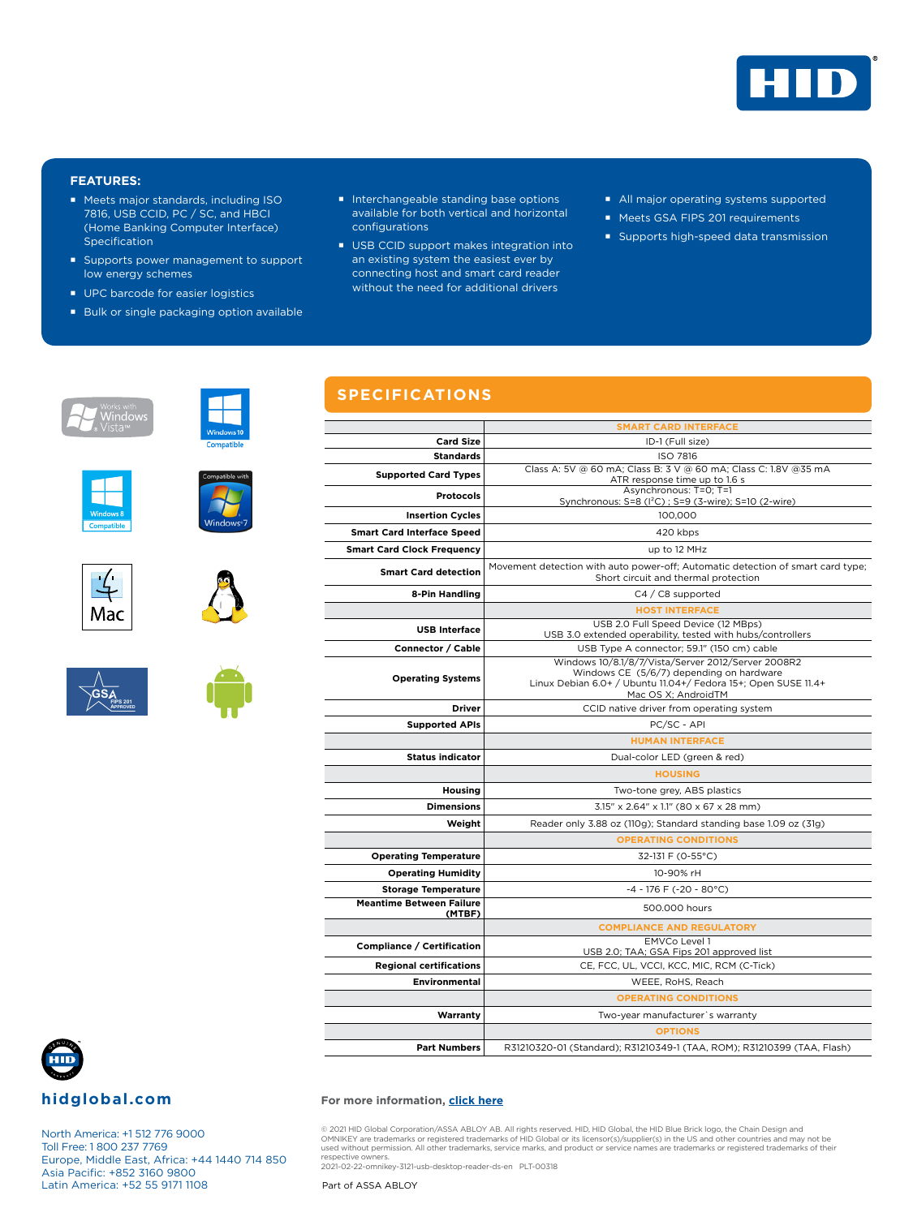## FEATURES:

- Meets major standards, including ISO 7816, USB CCID, PC / SC, and HBCI (Home Banking Computer Interface) Specification
- Supports power management to support low energy schemes
- UPC barcode for easier logistics
- Bulk or single packaging option available
- Interchangeable standing base options available for both vertical and horizontal configurations
- USB CCID support makes integration into an existing system the easiest ever by connecting host and smart card reader without the need for additional drivers
- All major operating systems supported
- Meets GSA FIPS 201 requirements
- Supports high-speed data transmission

## SPECIFICATIONS

| | |
|---|---|
| | **SMART CARD INTERFACE** |
| **Card Size** | ID-1 (Full size) |
| **Standards** | ISO 7816 |
| **Supported Card Types** | Class A: 5V @ 60 mA; Class B: 3 V @ 60 mA; Class C: 1.8V @35 mA<br>ATR response time up to 1.6 s |
| **Protocols** | Asynchronous: T=0; T=1<br>Synchronous: S=8 (I²C) ; S=9 (3-wire); S=10 (2-wire) |
| **Insertion Cycles** | 100,000 |
| **Smart Card Interface Speed** | 420 kbps |
| **Smart Card Clock Frequency** | up to 12 MHz |
| **Smart Card detection** | Movement detection with auto power-off; Automatic detection of smart card type; Short circuit and thermal protection |
| **8-Pin Handling** | C4 / C8 supported |
| | **HOST INTERFACE** |
| **USB Interface** | USB 2.0 Full Speed Device (12 MBps)<br>USB 3.0 extended operability, tested with hubs/controllers |
| **Connector / Cable** | USB Type A connector; 59.1" (150 cm) cable |
| **Operating Systems** | Windows 10/8.1/8/7/Vista/Server 2012/Server 2008R2<br>Windows CE (5/6/7) depending on hardware<br>Linux Debian 6.0+ / Ubuntu 11.04+/ Fedora 15+; Open SUSE 11.4+<br>Mac OS X; AndroidTM |
| **Driver** | CCID native driver from operating system |
| **Supported APIs** | PC/SC - API |
| | **HUMAN INTERFACE** |
| **Status indicator** | Dual-color LED (green & red) |
| | **HOUSING** |
| **Housing** | Two-tone grey, ABS plastics |
| **Dimensions** | 3.15" x 2.64" x 1.1" (80 x 67 x 28 mm) |
| **Weight** | Reader only 3.88 oz (110g); Standard standing base 1.09 oz (31g) |
| | **OPERATING CONDITIONS** |
| **Operating Temperature** | 32-131 F (0-55°C) |
| **Operating Humidity** | 10-90% rH |
| **Storage Temperature** | -4 - 176 F (-20 - 80°C) |
| **Meantime Between Failure (MTBF)** | 500.000 hours |
| | **COMPLIANCE AND REGULATORY** |
| **Compliance / Certification** | EMVCo Level 1<br>USB 2.0; TAA; GSA Fips 201 approved list |
| **Regional certifications** | CE, FCC, UL, VCCI, KCC, MIC, RCM (C-Tick) |
| **Environmental** | WEEE, RoHS, Reach |
| | **OPERATING CONDITIONS** |
| **Warranty** | Two-year manufacturer`s warranty |
| | **OPTIONS** |
| **Part Numbers** | R31210320-01 (Standard); R31210349-1 (TAA, ROM); R31210399 (TAA, Flash) |

**hidglobal.com**

North America: +1 512 776 9000
Toll Free: 1 800 237 7769
Europe, Middle East, Africa: +44 1440 714 850
Asia Pacific: +852 3160 9800
Latin America: +52 55 9171 1108

**For more information, click here**

© 2021 HID Global Corporation/ASSA ABLOY AB. All rights reserved. HID, HID Global, the HID Blue Brick logo, the Chain Design and OMNIKEY are trademarks or registered trademarks of HID Global or its licensor(s)/supplier(s) in the US and other countries and may not be used without permission. All other trademarks, service marks, and product or service names are trademarks or registered trademarks of their respective owners.
2021-02-22-omnikey-3121-usb-desktop-reader-ds-en PLT-00318

Part of ASSA ABLOY